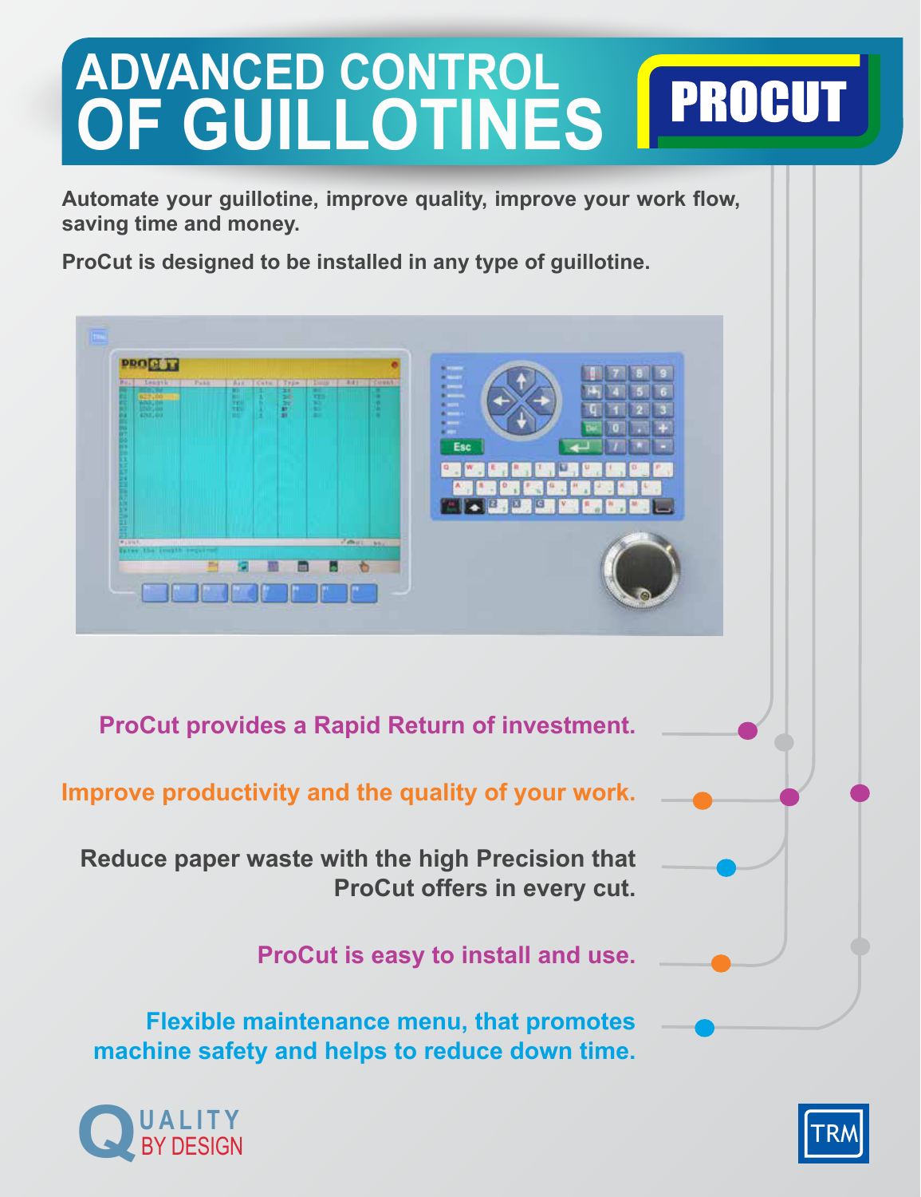# ADVANCED CONTROL OF GUILLOTINES

**PROCUT**

**Automate your guillotine, improve quality, improve your work flow, saving time and money.**

**ProCut is designed to be installed in any type of guillotine.**

**ProCut provides a Rapid Return of investment.**

**Improve productivity and the quality of your work.**

**Reduce paper waste with the high Precision that ProCut offers in every cut.**

**ProCut is easy to install and use.**

**Flexible maintenance menu, that promotes machine safety and helps to reduce down time.**

QUALITY BY DESIGN

TRM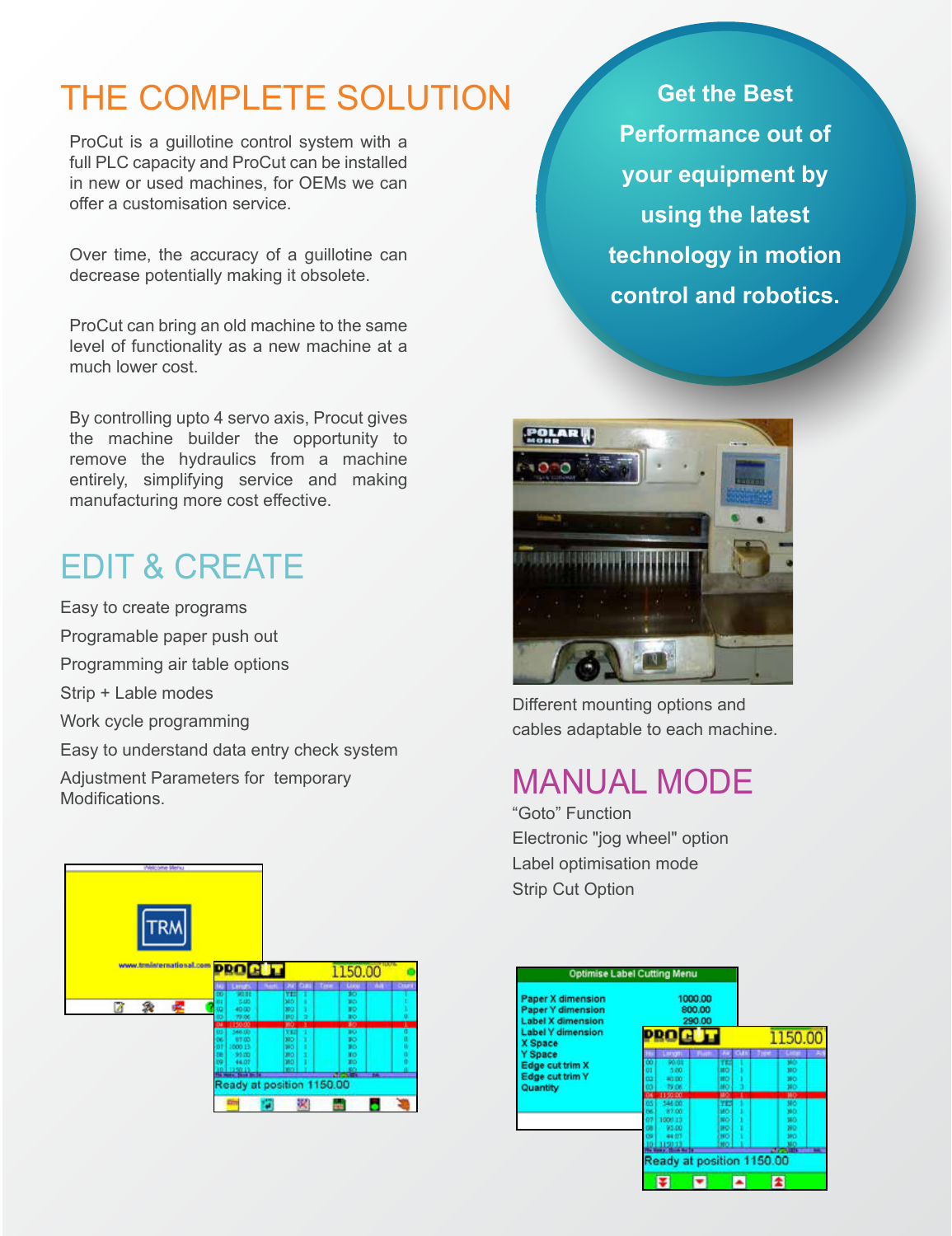# THE COMPLETE SOLUTION

ProCut is a guillotine control system with a full PLC capacity and ProCut can be installed in new or used machines, for OEMs we can offer a customisation service.

Over time, the accuracy of a guillotine can decrease potentially making it obsolete.

ProCut can bring an old machine to the same level of functionality as a new machine at a much lower cost.

By controlling upto 4 servo axis, Procut gives the machine builder the opportunity to remove the hydraulics from a machine entirely, simplifying service and making manufacturing more cost effective.

**Get the Best Performance out of your equipment by using the latest technology in motion control and robotics.**

# EDIT & CREATE

Easy to create programs

Programable paper push out

Programming air table options

Strip + Lable modes

Work cycle programming

Easy to understand data entry check system

Adjustment Parameters for temporary Modifications.

Different mounting options and cables adaptable to each machine.

# MANUAL MODE

"Goto" Function

Electronic "jog wheel" option

Label optimisation mode

Strip Cut Option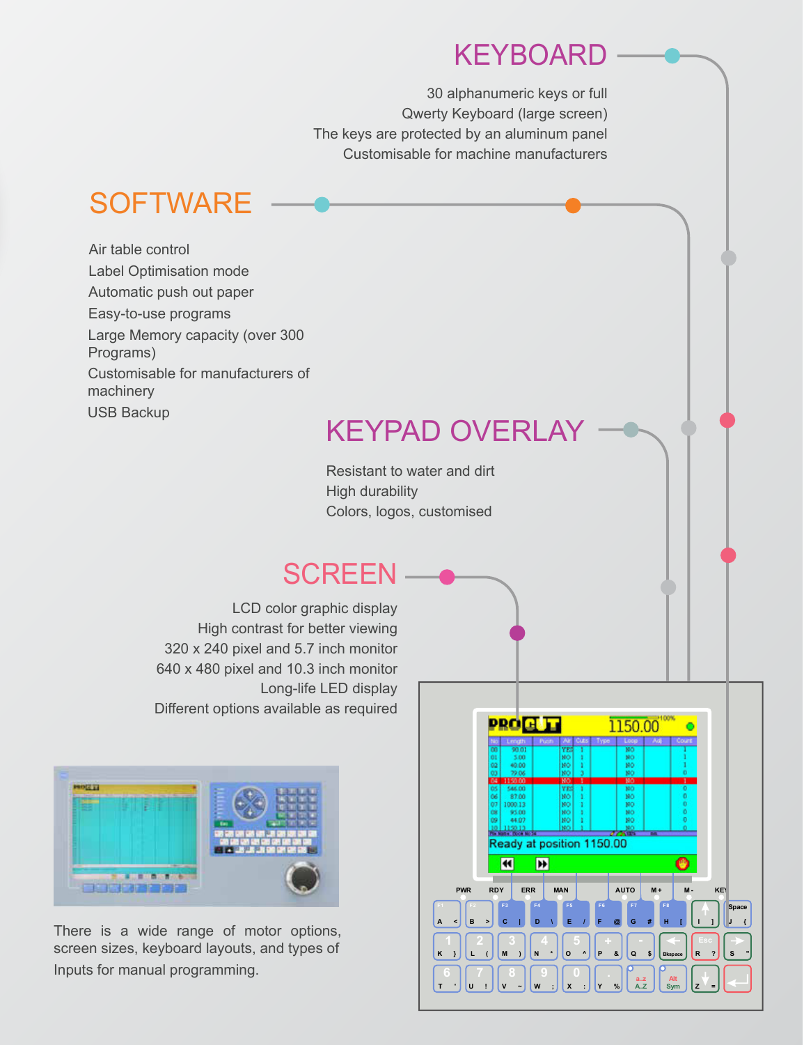## KEYBOARD

30 alphanumeric keys or full
Qwerty Keyboard (large screen)
The keys are protected by an aluminum panel
Customisable for machine manufacturers

## SOFTWARE

Air table control
Label Optimisation mode
Automatic push out paper
Easy-to-use programs
Large Memory capacity (over 300 Programs)
Customisable for manufacturers of machinery
USB Backup

## KEYPAD OVERLAY

Resistant to water and dirt
High durability
Colors, logos, customised

## SCREEN

LCD color graphic display
High contrast for better viewing
320 x 240 pixel and 5.7 inch monitor
640 x 480 pixel and 10.3 inch monitor
Long-life LED display
Different options available as required

There is a wide range of motor options, screen sizes, keyboard layouts, and types of Inputs for manual programming.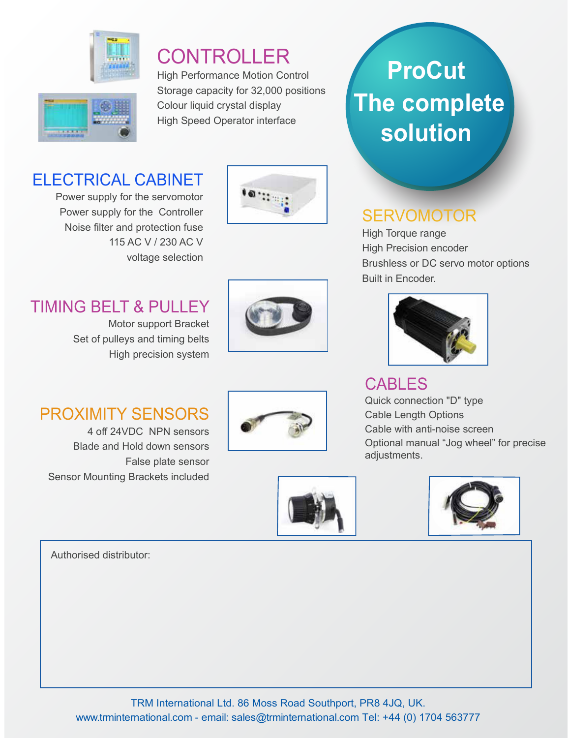# ProCut The complete solution

## CONTROLLER

High Performance Motion Control
Storage capacity for 32,000 positions
Colour liquid crystal display
High Speed Operator interface

## ELECTRICAL CABINET

Power supply for the servomotor
Power supply for the Controller
Noise filter and protection fuse
115 AC V / 230 AC V voltage selection

## SERVOMOTOR

High Torque range
High Precision encoder
Brushless or DC servo motor options
Built in Encoder.

## TIMING BELT & PULLEY

Motor support Bracket
Set of pulleys and timing belts
High precision system

## CABLES

Quick connection "D" type
Cable Length Options
Cable with anti-noise screen
Optional manual "Jog wheel" for precise adjustments.

## PROXIMITY SENSORS

4 off 24VDC NPN sensors
Blade and Hold down sensors
False plate sensor
Sensor Mounting Brackets included

Authorised distributor:

TRM International Ltd. 86 Moss Road Southport, PR8 4JQ, UK.
www.trminternational.com - email: sales@trminternational.com Tel: +44 (0) 1704 563777